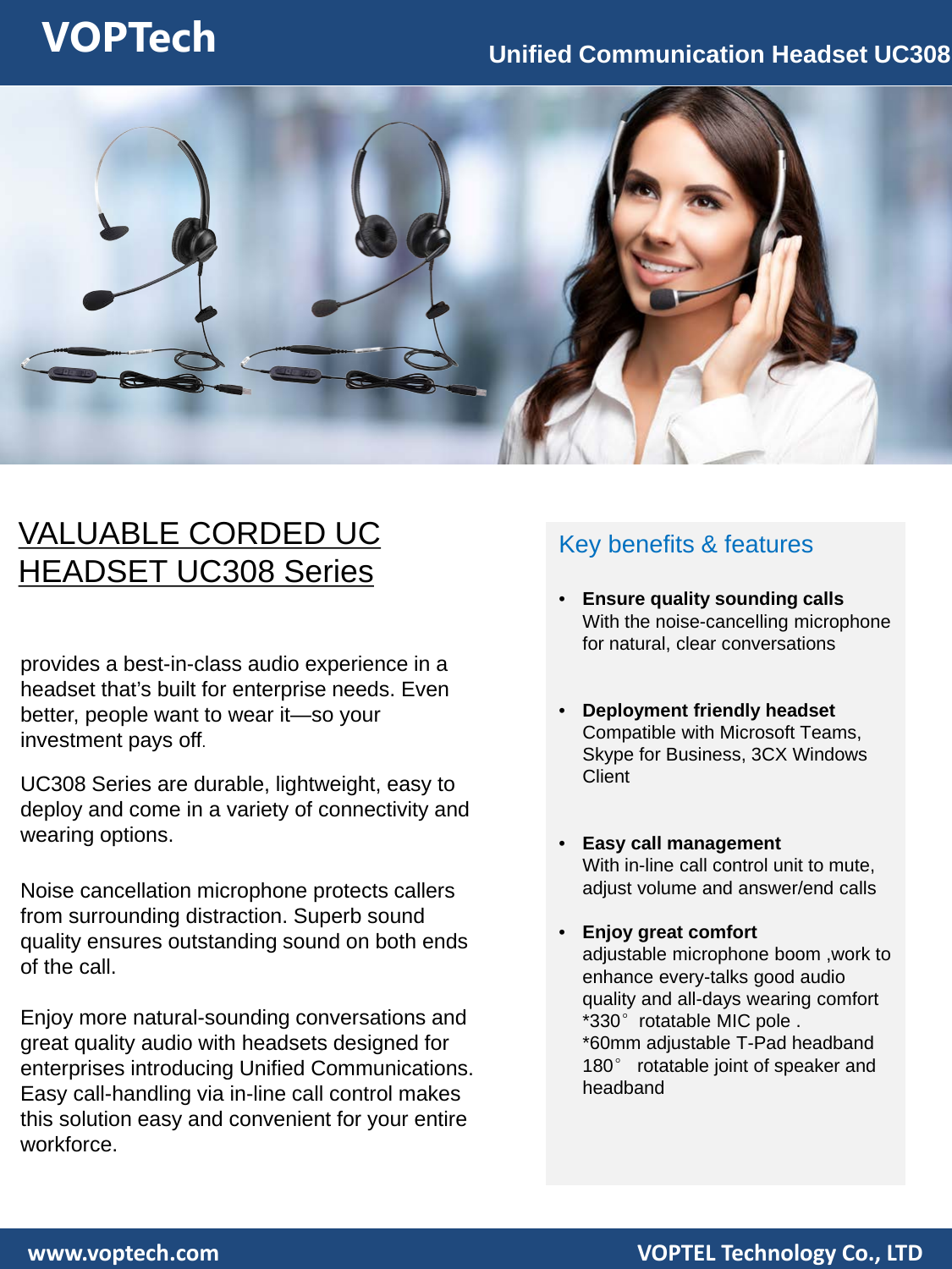# VOPTech

## Unified Communication Headset UC308

## VALUABLE CORDED UC HEADSET UC308 Series

provides a best-in-class audio experience in a headset that's built for enterprise needs. Even better, people want to wear it—so your investment pays off.

UC308 Series are durable, lightweight, easy to deploy and come in a variety of connectivity and wearing options.

Noise cancellation microphone protects callers from surrounding distraction. Superb sound quality ensures outstanding sound on both ends of the call.

Enjoy more natural-sounding conversations and great quality audio with headsets designed for enterprises introducing Unified Communications. Easy call-handling via in-line call control makes this solution easy and convenient for your entire workforce.

### Key benefits & features

- **Ensure quality sounding calls**
  With the noise-cancelling microphone for natural, clear conversations
- **Deployment friendly headset**
  Compatible with Microsoft Teams, Skype for Business, 3CX Windows Client
- **Easy call management**
  With in-line call control unit to mute, adjust volume and answer/end calls
- **Enjoy great comfort**
  adjustable microphone boom ,work to enhance every-talks good audio quality and all-days wearing comfort
  *330° rotatable MIC pole .
  *60mm adjustable T-Pad headband
  180° rotatable joint of speaker and headband

www.voptech.com VOPTEL Technology Co., LTD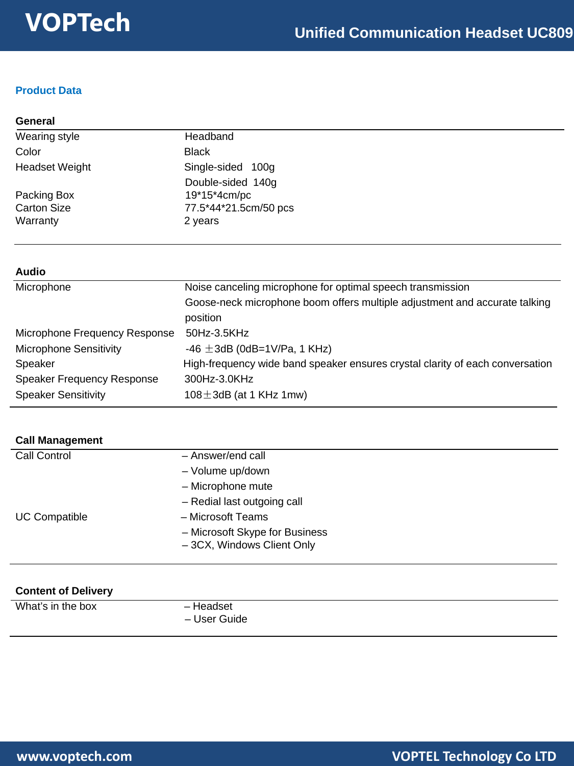## Product Data

### General

| | |
|---|---|
| Wearing style | Headband |
| Color | Black |
| Headset Weight | Single-sided 100g<br>Double-sided 140g |
| Packing Box | 19*15*4cm/pc |
| Carton Size | 77.5*44*21.5cm/50 pcs |
| Warranty | 2 years |

### Audio

| | |
|---|---|
| Microphone | Noise canceling microphone for optimal speech transmission<br>Goose-neck microphone boom offers multiple adjustment and accurate talking position |
| Microphone Frequency Response | 50Hz-3.5KHz |
| Microphone Sensitivity | -46 ±3dB (0dB=1V/Pa, 1 KHz) |
| Speaker | High-frequency wide band speaker ensures crystal clarity of each conversation |
| Speaker Frequency Response | 300Hz-3.0KHz |
| Speaker Sensitivity | 108±3dB (at 1 KHz 1mw) |

### Call Management

| | |
|---|---|
| Call Control | – Answer/end call<br>– Volume up/down<br>– Microphone mute<br>– Redial last outgoing call |
| UC Compatible | – Microsoft Teams<br>– Microsoft Skype for Business<br>– 3CX, Windows Client Only |

### Content of Delivery

| | |
|---|---|
| What's in the box | – Headset<br>– User Guide |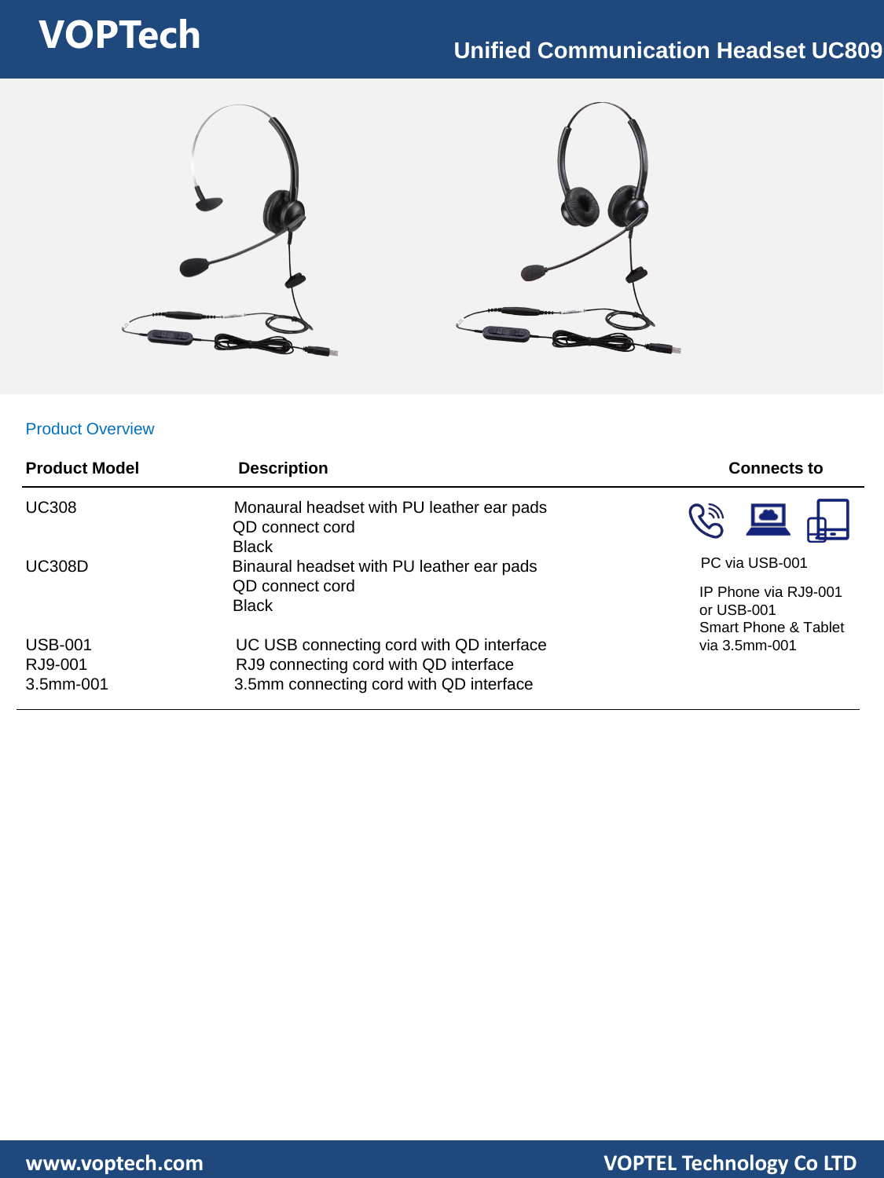# VOPTech

## Unified Communication Headset UC809

### Product Overview

| Product Model | Description | Connects to |
|---|---|---|
| UC308 | Monaural headset with PU leather ear pads<br>QD connect cord<br>Black | PC via USB-001 |
| UC308D | Binaural headset with PU leather ear pads<br>QD connect cord<br>Black | IP Phone via RJ9-001 or USB-001<br>Smart Phone & Tablet via 3.5mm-001 |
| USB-001<br>RJ9-001<br>3.5mm-001 | UC USB connecting cord with QD interface<br>RJ9 connecting cord with QD interface<br>3.5mm connecting cord with QD interface | |

www.voptech.com

VOPTEL Technology Co LTD